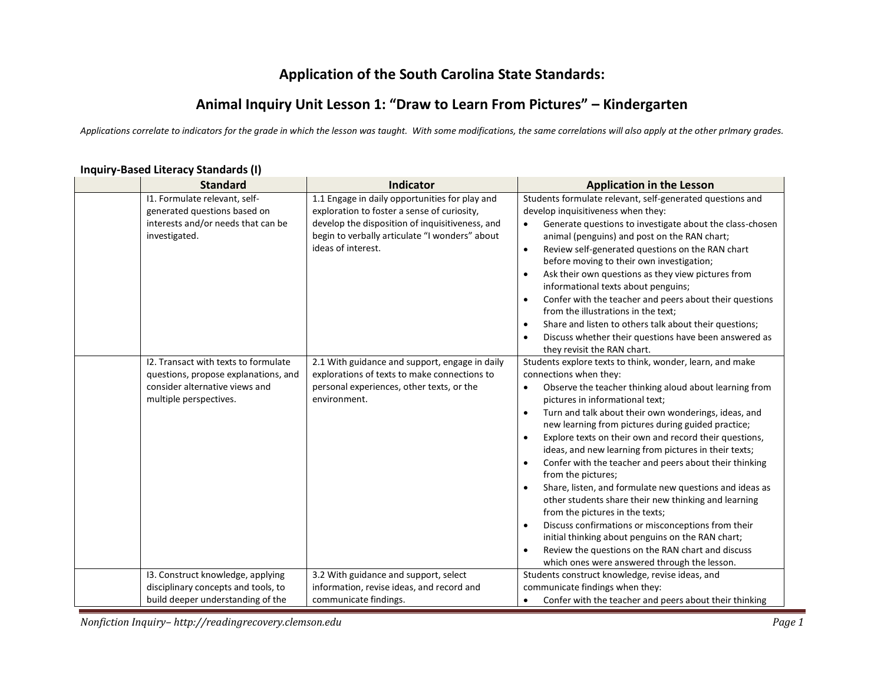# Application of the South Carolina State Standards:

## Animal Inquiry Unit Lesson 1: "Draw to Learn From Pictures" – Kindergarten

*Applications correlate to indicators for the grade in which the lesson was taught. With some modifications, the same correlations will also apply at the other prImary grades.*

### Inquiry-Based Literacy Standards (I)

| | Standard | Indicator | Application in the Lesson |
|---|---|---|---|
| | I1. Formulate relevant, self-generated questions based on interests and/or needs that can be investigated. | 1.1 Engage in daily opportunities for play and exploration to foster a sense of curiosity, develop the disposition of inquisitiveness, and begin to verbally articulate "I wonders" about ideas of interest. | Students formulate relevant, self-generated questions and develop inquisitiveness when they:<br>• Generate questions to investigate about the class-chosen animal (penguins) and post on the RAN chart;<br>• Review self-generated questions on the RAN chart before moving to their own investigation;<br>• Ask their own questions as they view pictures from informational texts about penguins;<br>• Confer with the teacher and peers about their questions from the illustrations in the text;<br>• Share and listen to others talk about their questions;<br>• Discuss whether their questions have been answered as they revisit the RAN chart. |
| | I2. Transact with texts to formulate questions, propose explanations, and consider alternative views and multiple perspectives. | 2.1 With guidance and support, engage in daily explorations of texts to make connections to personal experiences, other texts, or the environment. | Students explore texts to think, wonder, learn, and make connections when they:<br>• Observe the teacher thinking aloud about learning from pictures in informational text;<br>• Turn and talk about their own wonderings, ideas, and new learning from pictures during guided practice;<br>• Explore texts on their own and record their questions, ideas, and new learning from pictures in their texts;<br>• Confer with the teacher and peers about their thinking from the pictures;<br>• Share, listen, and formulate new questions and ideas as other students share their new thinking and learning from the pictures in the texts;<br>• Discuss confirmations or misconceptions from their initial thinking about penguins on the RAN chart;<br>• Review the questions on the RAN chart and discuss which ones were answered through the lesson. |
| | I3. Construct knowledge, applying disciplinary concepts and tools, to build deeper understanding of the | 3.2 With guidance and support, select information, revise ideas, and record and communicate findings. | Students construct knowledge, revise ideas, and communicate findings when they:<br>• Confer with the teacher and peers about their thinking |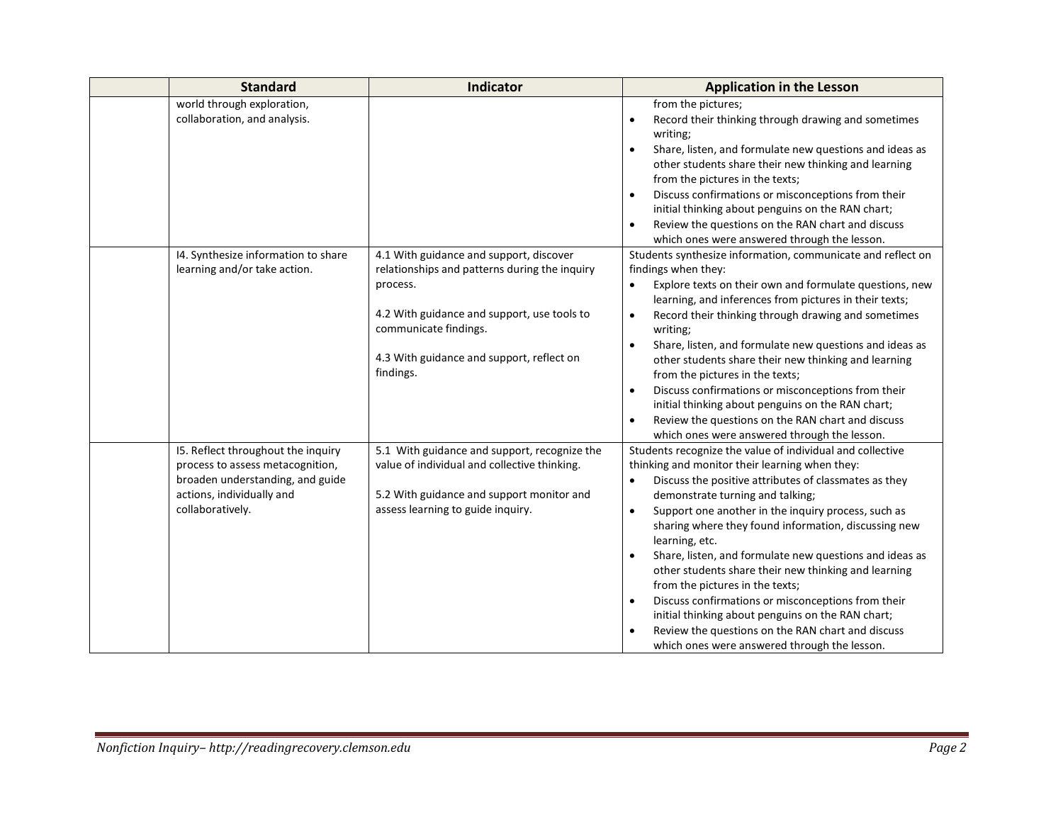| | Standard | Indicator | Application in the Lesson |
|---|---|---|---|
| | world through exploration, collaboration, and analysis. | | from the pictures;<br>• Record their thinking through drawing and sometimes writing;<br>• Share, listen, and formulate new questions and ideas as other students share their new thinking and learning from the pictures in the texts;<br>• Discuss confirmations or misconceptions from their initial thinking about penguins on the RAN chart;<br>• Review the questions on the RAN chart and discuss which ones were answered through the lesson. |
| | I4. Synthesize information to share learning and/or take action. | 4.1 With guidance and support, discover relationships and patterns during the inquiry process.<br><br>4.2 With guidance and support, use tools to communicate findings.<br><br>4.3 With guidance and support, reflect on findings. | Students synthesize information, communicate and reflect on findings when they:<br>• Explore texts on their own and formulate questions, new learning, and inferences from pictures in their texts;<br>• Record their thinking through drawing and sometimes writing;<br>• Share, listen, and formulate new questions and ideas as other students share their new thinking and learning from the pictures in the texts;<br>• Discuss confirmations or misconceptions from their initial thinking about penguins on the RAN chart;<br>• Review the questions on the RAN chart and discuss which ones were answered through the lesson. |
| | I5. Reflect throughout the inquiry process to assess metacognition, broaden understanding, and guide actions, individually and collaboratively. | 5.1 With guidance and support, recognize the value of individual and collective thinking.<br><br>5.2 With guidance and support monitor and assess learning to guide inquiry. | Students recognize the value of individual and collective thinking and monitor their learning when they:<br>• Discuss the positive attributes of classmates as they demonstrate turning and talking;<br>• Support one another in the inquiry process, such as sharing where they found information, discussing new learning, etc.<br>• Share, listen, and formulate new questions and ideas as other students share their new thinking and learning from the pictures in the texts;<br>• Discuss confirmations or misconceptions from their initial thinking about penguins on the RAN chart;<br>• Review the questions on the RAN chart and discuss which ones were answered through the lesson. |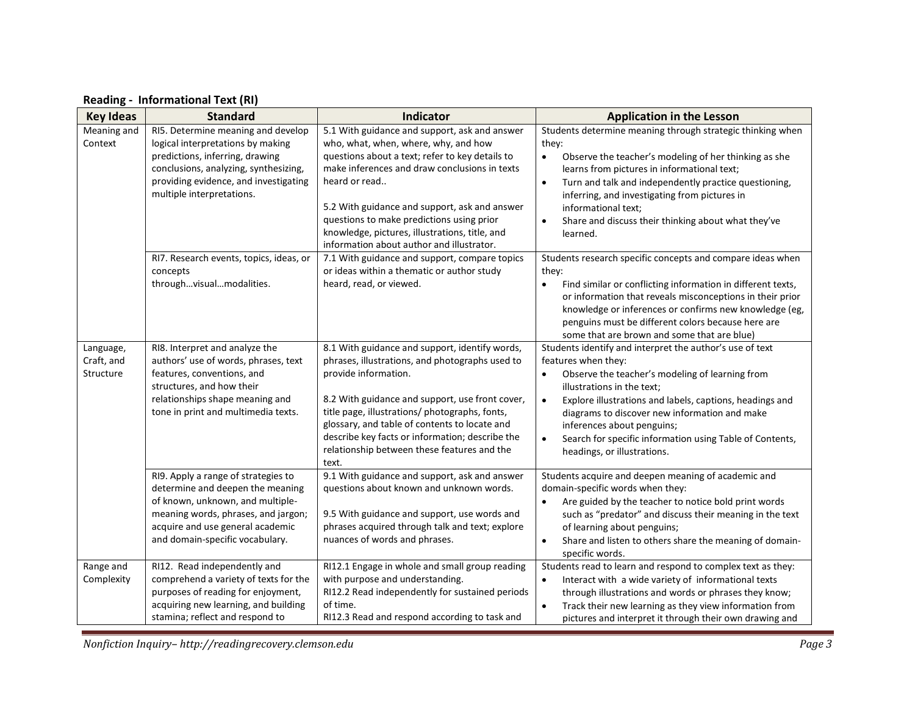**Reading - Informational Text (RI)**

| Key Ideas | Standard | Indicator | Application in the Lesson |
|---|---|---|---|
| Meaning and Context | RI5. Determine meaning and develop logical interpretations by making predictions, inferring, drawing conclusions, analyzing, synthesizing, providing evidence, and investigating multiple interpretations. | 5.1 With guidance and support, ask and answer who, what, when, where, why, and how questions about a text; refer to key details to make inferences and draw conclusions in texts heard or read..<br><br>5.2 With guidance and support, ask and answer questions to make predictions using prior knowledge, pictures, illustrations, title, and information about author and illustrator. | Students determine meaning through strategic thinking when they:<br>• Observe the teacher's modeling of her thinking as she learns from pictures in informational text;<br>• Turn and talk and independently practice questioning, inferring, and investigating from pictures in informational text;<br>• Share and discuss their thinking about what they've learned. |
| | RI7. Research events, topics, ideas, or concepts through…visual…modalities. | 7.1 With guidance and support, compare topics or ideas within a thematic or author study heard, read, or viewed. | Students research specific concepts and compare ideas when they:<br>• Find similar or conflicting information in different texts, or information that reveals misconceptions in their prior knowledge or inferences or confirms new knowledge (eg, penguins must be different colors because here are some that are brown and some that are blue) |
| Language, Craft, and Structure | RI8. Interpret and analyze the authors' use of words, phrases, text features, conventions, and structures, and how their relationships shape meaning and tone in print and multimedia texts. | 8.1 With guidance and support, identify words, phrases, illustrations, and photographs used to provide information.<br><br>8.2 With guidance and support, use front cover, title page, illustrations/ photographs, fonts, glossary, and table of contents to locate and describe key facts or information; describe the relationship between these features and the text. | Students identify and interpret the author's use of text features when they:<br>• Observe the teacher's modeling of learning from illustrations in the text;<br>• Explore illustrations and labels, captions, headings and diagrams to discover new information and make inferences about penguins;<br>• Search for specific information using Table of Contents, headings, or illustrations. |
| | RI9. Apply a range of strategies to determine and deepen the meaning of known, unknown, and multiple-meaning words, phrases, and jargon; acquire and use general academic and domain-specific vocabulary. | 9.1 With guidance and support, ask and answer questions about known and unknown words.<br><br>9.5 With guidance and support, use words and phrases acquired through talk and text; explore nuances of words and phrases. | Students acquire and deepen meaning of academic and domain-specific words when they:<br>• Are guided by the teacher to notice bold print words such as "predator" and discuss their meaning in the text of learning about penguins;<br>• Share and listen to others share the meaning of domain-specific words. |
| Range and Complexity | RI12. Read independently and comprehend a variety of texts for the purposes of reading for enjoyment, acquiring new learning, and building stamina; reflect and respond to | RI12.1 Engage in whole and small group reading with purpose and understanding.<br>RI12.2 Read independently for sustained periods of time.<br>RI12.3 Read and respond according to task and | Students read to learn and respond to complex text as they:<br>• Interact with a wide variety of informational texts through illustrations and words or phrases they know;<br>• Track their new learning as they view information from pictures and interpret it through their own drawing and |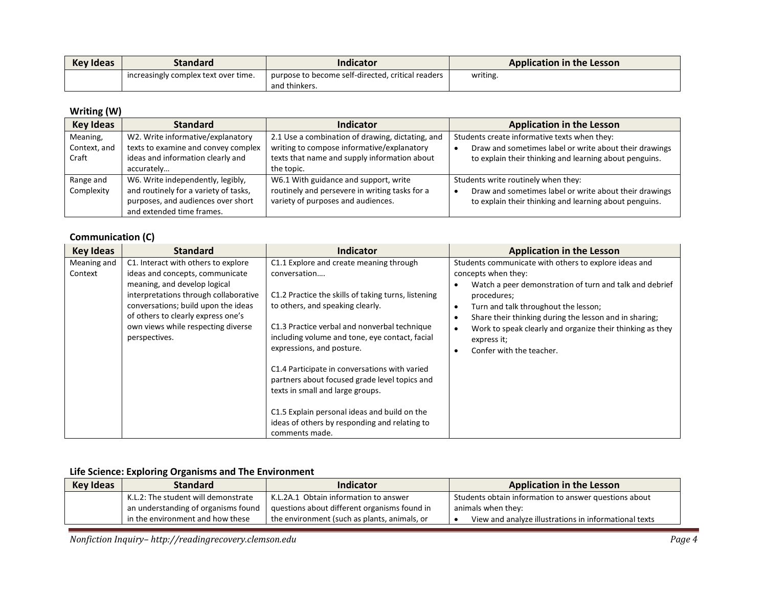| Key Ideas | Standard | Indicator | Application in the Lesson |
|---|---|---|---|
| | increasingly complex text over time. | purpose to become self-directed, critical readers and thinkers. | writing. |

### Writing (W)

| Key Ideas | Standard | Indicator | Application in the Lesson |
|---|---|---|---|
| Meaning, Context, and Craft | W2. Write informative/explanatory texts to examine and convey complex ideas and information clearly and accurately… | 2.1 Use a combination of drawing, dictating, and writing to compose informative/explanatory texts that name and supply information about the topic. | Students create informative texts when they:<br>• Draw and sometimes label or write about their drawings to explain their thinking and learning about penguins. |
| Range and Complexity | W6. Write independently, legibly, and routinely for a variety of tasks, purposes, and audiences over short and extended time frames. | W6.1 With guidance and support, write routinely and persevere in writing tasks for a variety of purposes and audiences. | Students write routinely when they:<br>• Draw and sometimes label or write about their drawings to explain their thinking and learning about penguins. |

### Communication (C)

| Key Ideas | Standard | Indicator | Application in the Lesson |
|---|---|---|---|
| Meaning and Context | C1. Interact with others to explore ideas and concepts, communicate meaning, and develop logical interpretations through collaborative conversations; build upon the ideas of others to clearly express one's own views while respecting diverse perspectives. | C1.1 Explore and create meaning through conversation….<br><br>C1.2 Practice the skills of taking turns, listening to others, and speaking clearly.<br><br>C1.3 Practice verbal and nonverbal technique including volume and tone, eye contact, facial expressions, and posture.<br><br>C1.4 Participate in conversations with varied partners about focused grade level topics and texts in small and large groups.<br><br>C1.5 Explain personal ideas and build on the ideas of others by responding and relating to comments made. | Students communicate with others to explore ideas and concepts when they:<br>• Watch a peer demonstration of turn and talk and debrief procedures;<br>• Turn and talk throughout the lesson;<br>• Share their thinking during the lesson and in sharing;<br>• Work to speak clearly and organize their thinking as they express it;<br>• Confer with the teacher. |

### Life Science: Exploring Organisms and The Environment

| Key Ideas | Standard | Indicator | Application in the Lesson |
|---|---|---|---|
| | K.L.2: The student will demonstrate an understanding of organisms found in the environment and how these | K.L.2A.1 Obtain information to answer questions about different organisms found in the environment (such as plants, animals, or | Students obtain information to answer questions about animals when they:<br>• View and analyze illustrations in informational texts |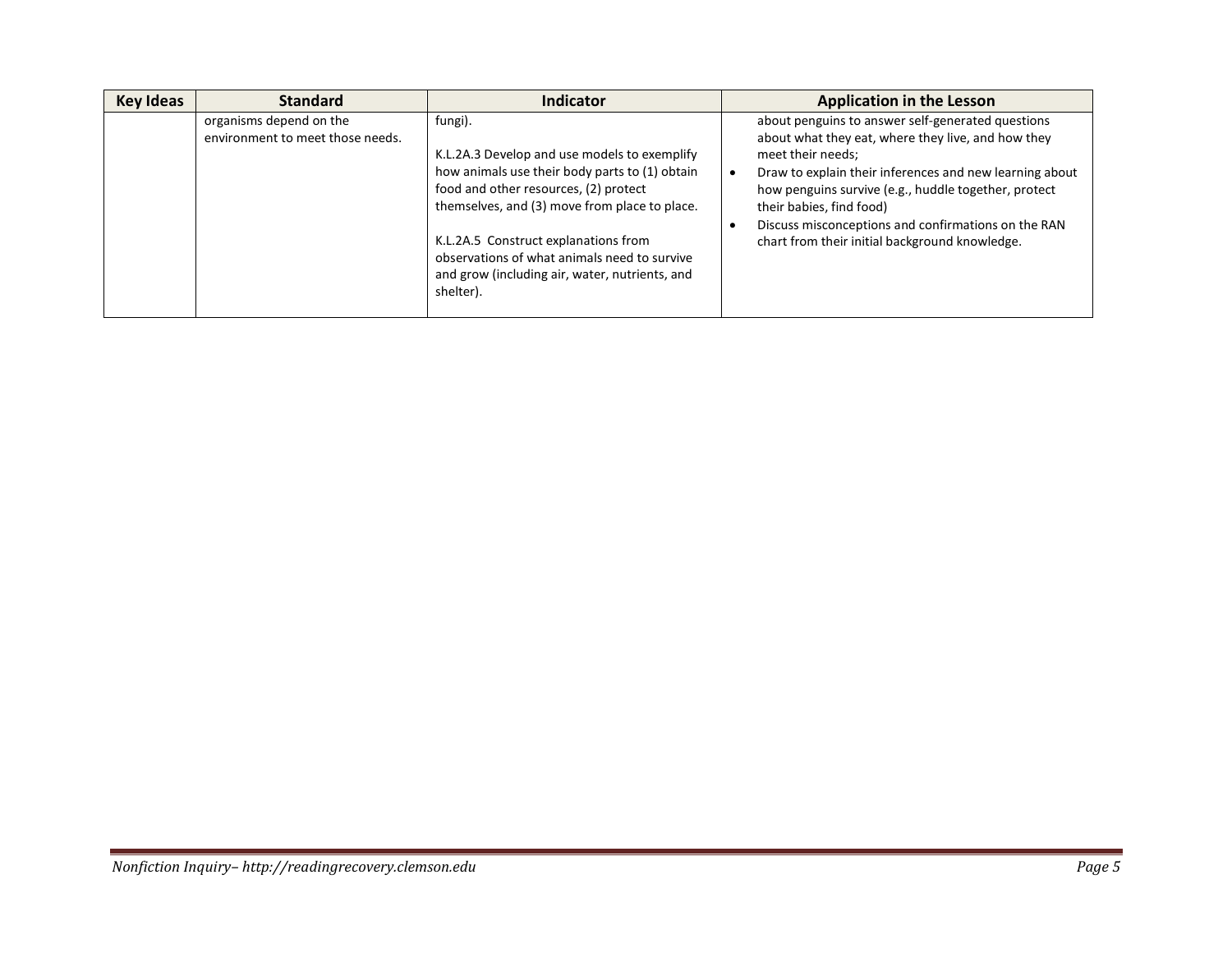| Key Ideas | Standard | Indicator | Application in the Lesson |
|---|---|---|---|
| | organisms depend on the environment to meet those needs. | fungi).<br><br>K.L.2A.3 Develop and use models to exemplify how animals use their body parts to (1) obtain food and other resources, (2) protect themselves, and (3) move from place to place.<br><br>K.L.2A.5 Construct explanations from observations of what animals need to survive and grow (including air, water, nutrients, and shelter). | about penguins to answer self-generated questions about what they eat, where they live, and how they meet their needs;<br>• Draw to explain their inferences and new learning about how penguins survive (e.g., huddle together, protect their babies, find food)<br>• Discuss misconceptions and confirmations on the RAN chart from their initial background knowledge. |